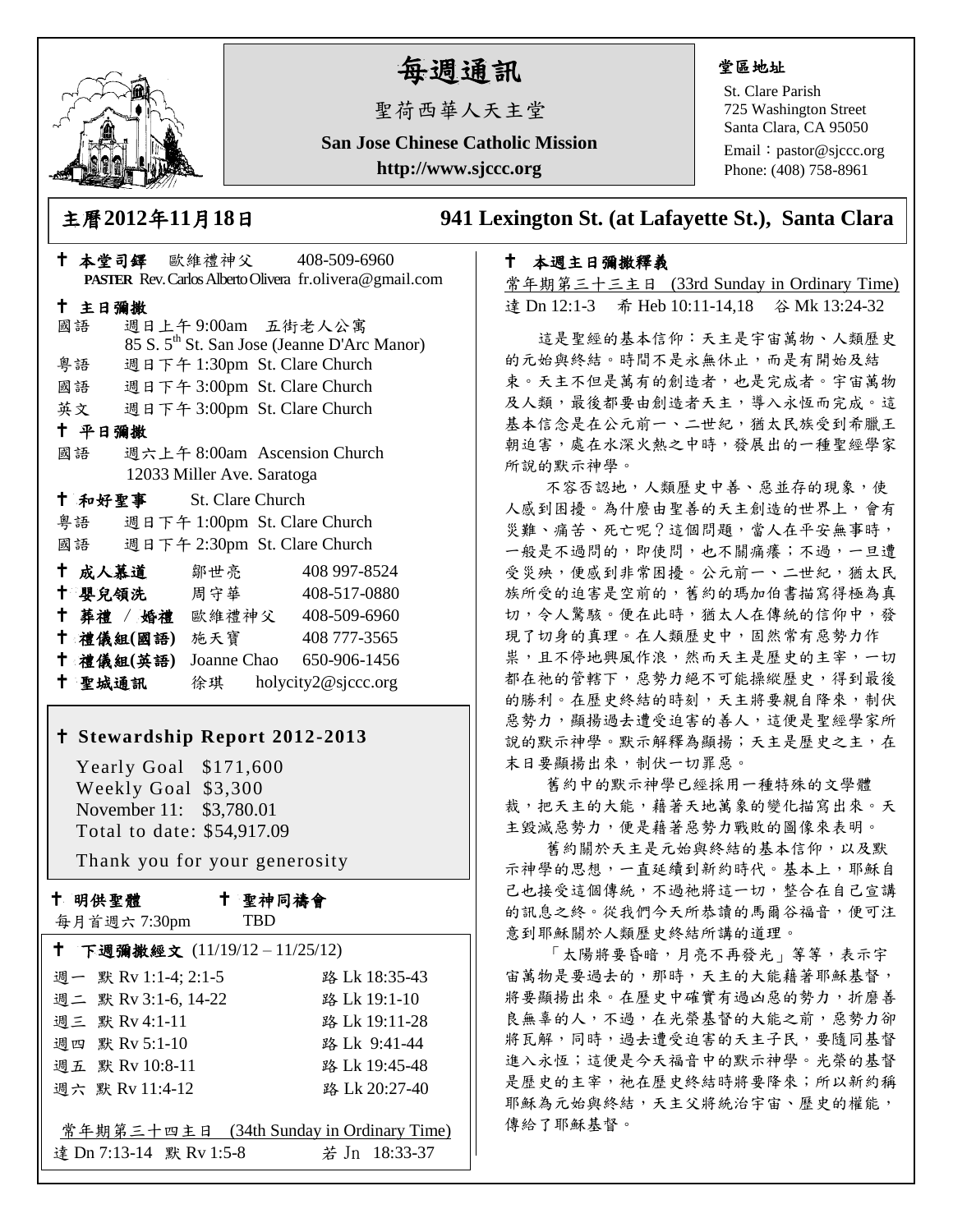# 每週通訊

聖荷西華人天主堂

**San Jose Chinese Catholic Mission**

**http://www.sjccc.org**

**堂區地址**

St. Clare Parish
725 Washington Street
Santa Clara, CA 95050
Email：pastor@sjccc.org
Phone: (408) 758-8961

## 主曆2012年11月18日　　941 Lexington St. (at Lafayette St.), Santa Clara

✝ **本堂司鐸** 歐維禮神父 408-509-6960
**PASTER** Rev. Carlos Alberto Olivera fr.olivera@gmail.com

✝ **主日彌撒**

國語　週日上午 9:00am 五街老人公寓
85 S. 5th St. San Jose (Jeanne D'Arc Manor)

粵語　週日下午 1:30pm St. Clare Church

國語　週日下午 3:00pm St. Clare Church

英文　週日下午 3:00pm St. Clare Church

✝ **平日彌撒**

國語　週六上午 8:00am Ascension Church
12033 Miller Ave. Saratoga

✝ **和好聖事** St. Clare Church

粵語　週日下午 1:00pm St. Clare Church

國語　週日下午 2:30pm St. Clare Church

| | | |
|---|---|---|
| ✝ **成人慕道** | 鄒世亮 | 408 997-8524 |
| ✝ **嬰兒領洗** | 周守華 | 408-517-0880 |
| ✝ **葬禮 / 婚禮** | 歐維禮神父 | 408-509-6960 |
| ✝ **禮儀組(國語)** | 施天寶 | 408 777-3565 |
| ✝ **禮儀組(英語)** | Joanne Chao | 650-906-1456 |
| ✝ **聖城通訊** | 徐琪 | holycity2@sjccc.org |

### ✝ Stewardship Report 2012-2013

Yearly Goal $171,600
Weekly Goal $3,300
November 11: $3,780.01
Total to date: $54,917.09

Thank you for your generosity

✝ **明供聖體**　每月首週六 7:30pm

✝ **聖神同禱會**　TBD

✝ **下週彌撒經文** (11/19/12 – 11/25/12)

| | |
|---|---|
| 週一 默 Rv 1:1-4; 2:1-5 | 路 Lk 18:35-43 |
| 週二 默 Rv 3:1-6, 14-22 | 路 Lk 19:1-10 |
| 週三 默 Rv 4:1-11 | 路 Lk 19:11-28 |
| 週四 默 Rv 5:1-10 | 路 Lk 9:41-44 |
| 週五 默 Rv 10:8-11 | 路 Lk 19:45-48 |
| 週六 默 Rv 11:4-12 | 路 Lk 20:27-40 |

常年期第三十四主日 (34th Sunday in Ordinary Time)
達 Dn 7:13-14 默 Rv 1:5-8 若 Jn 18:33-37

### ✝ 本週主日彌撒釋義

常年期第三十三主日 (33rd Sunday in Ordinary Time)
達 Dn 12:1-3 希 Heb 10:11-14,18 谷 Mk 13:24-32

這是聖經的基本信仰：天主是宇宙萬物、人類歷史的元始與終結。時間不是永無休止，而是有開始及結束。天主不但是萬有的創造者，也是完成者。宇宙萬物及人類，最後都要由創造者天主，導入永恆而完成。這基本信念是在公元前一、二世紀，猶太民族受到希臘王朝迫害，處在水深火熱之中時，發展出的一種聖經學家所說的默示神學。

不容否認地，人類歷史中善、惡並存的現象，使人感到困擾。為什麼由聖善的天主創造的世界上，會有災難、痛苦、死亡呢？這個問題，當人在平安無事時，一般是不過問的，即使問，也不關痛癢；不過，一旦遭受災殃，便感到非常困擾。公元前一、二世紀，猶太民族所受的迫害是空前的，舊約的瑪加伯書描寫得極為真切，令人驚駭。便在此時，猶太人在傳統的信仰中，發現了切身的真理。在人類歷史中，固然常有惡勢力作祟，且不停地興風作浪，然而天主是歷史的主宰，一切都在祂的管轄下，惡勢力絕不可能操縱歷史，得到最後的勝利。在歷史終結的時刻，天主將要親自降來，制伏惡勢力，顯揚過去遭受迫害的善人，這便是聖經學家所說的默示神學。默示解釋為顯揚；天主是歷史之主，在末日要顯揚出來，制伏一切罪惡。

舊約中的默示神學已經採用一種特殊的文學體裁，把天主的大能，藉著天地萬象的變化描寫出來。天主毀滅惡勢力，便是藉著惡勢力戰敗的圖像來表明。

舊約關於天主是元始與終結的基本信仰，以及默示神學的思想，一直延續到新約時代。基本上，耶穌自己也接受這個傳統，不過祂將這一切，整合在自己宣講的訊息之終。從我們今天所恭讀的馬爾谷福音，便可注意到耶穌關於人類歷史終結所講的道理。

「太陽將要昏暗，月亮不再發光」等等，表示宇宙萬物是要過去的，那時，天主的大能藉著耶穌基督，將要顯揚出來。在歷史中確實有過凶惡的勢力，折磨善良無辜的人，不過，在光榮基督的大能之前，惡勢力卻將瓦解，同時，過去遭受迫害的天主子民，要隨同基督進入永恆；這便是今天福音中的默示神學。光榮的基督是歷史的主宰，祂在歷史終結時將要降來；所以新約稱耶穌為元始與終結，天主父將統治宇宙、歷史的權能，傳給了耶穌基督。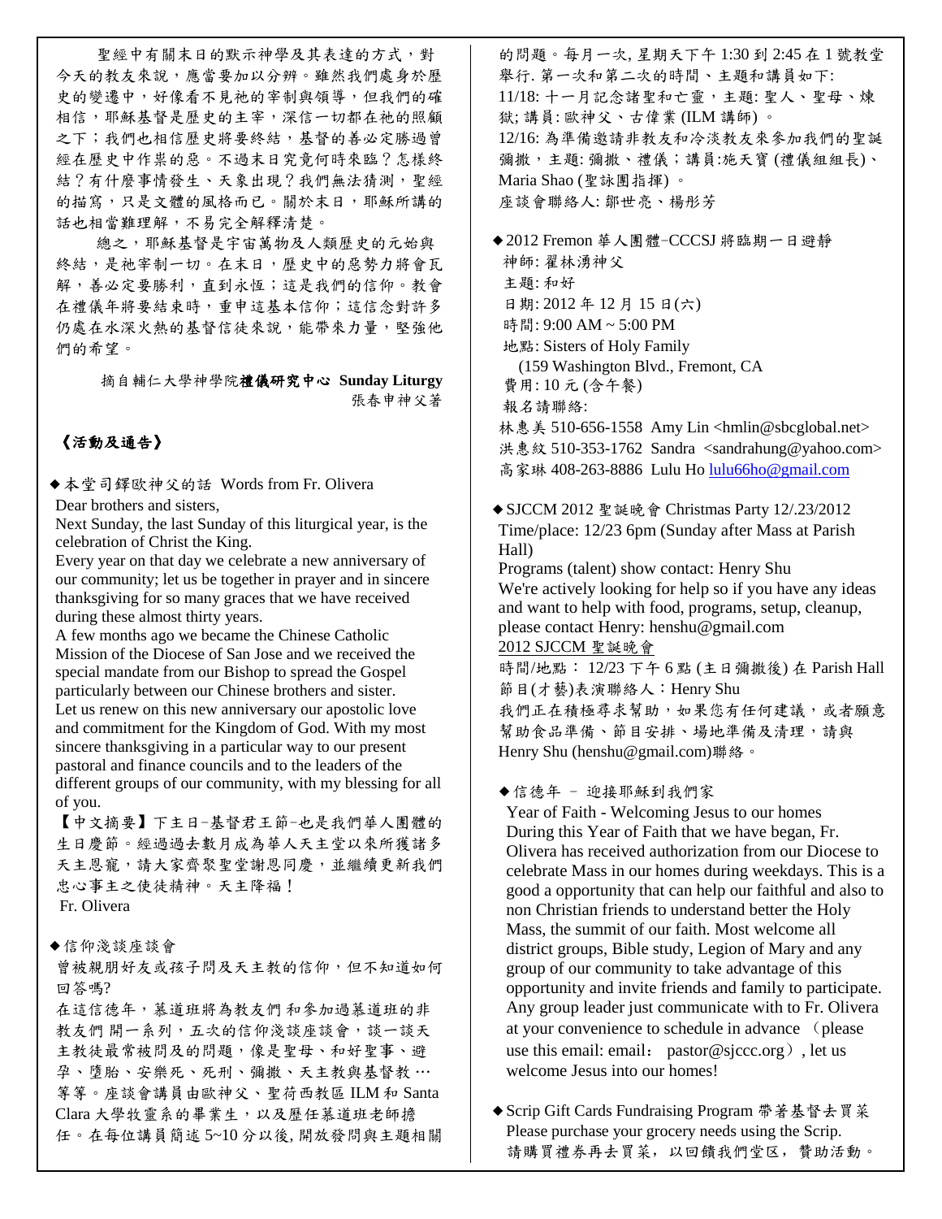聖經中有關末日的默示神學及其表達的方式，對今天的教友來說，應當要加以分辨。雖然我們處身於歷史的變遷中，好像看不見祂的宰制與領導，但我們的確相信，耶穌基督是歷史的主宰，深信一切都在祂的照顧之下；我們也相信歷史將要終結，基督的善必定勝過曾經在歷史中作祟的惡。不過末日究竟何時來臨？怎樣終結？有什麼事情發生、天象出現？我們無法猜測，聖經的描寫，只是文體的風格而已。關於末日，耶穌所講的話也相當難理解，不易完全解釋清楚。

總之，耶穌基督是宇宙萬物及人類歷史的元始與終結，是祂宰制一切。在末日，歷史中的惡勢力將會瓦解，善必定要勝利，直到永恆；這是我們的信仰。教會在禮儀年將要結束時，重申這基本信仰；這信念對許多仍處在水深火熱的基督信徒來說，能帶來力量，堅強他們的希望。

摘自輔仁大學神學院**禮儀研究中心 Sunday Liturgy**
張春申神父著

## 《活動及通告》

◆本堂司鐸歐神父的話 Words from Fr. Olivera

Dear brothers and sisters,

Next Sunday, the last Sunday of this liturgical year, is the celebration of Christ the King.

Every year on that day we celebrate a new anniversary of our community; let us be together in prayer and in sincere thanksgiving for so many graces that we have received during these almost thirty years.

A few months ago we became the Chinese Catholic Mission of the Diocese of San Jose and we received the special mandate from our Bishop to spread the Gospel particularly between our Chinese brothers and sister.

Let us renew on this new anniversary our apostolic love and commitment for the Kingdom of God. With my most sincere thanksgiving in a particular way to our present pastoral and finance councils and to the leaders of the different groups of our community, with my blessing for all of you.

【中文摘要】下主日-基督君王節-也是我們華人團體的生日慶節。經過過去數月成為華人天主堂以來所獲諸多天主恩寵，請大家齊聚聖堂謝恩同慶，並繼續更新我們忠心事主之使徒精神。天主降福！

Fr. Olivera

◆信仰淺談座談會

曾被親朋好友或孩子問及天主教的信仰，但不知道如何回答嗎?

在這信德年，慕道班將為教友們和參加過慕道班的非教友們開一系列，五次的信仰淺談座談會，談一談天主教徒最常被問及的問題，像是聖母、和好聖事、避孕、墮胎、安樂死、死刑、彌撒、天主教與基督教…等等。座談會講員由歐神父、聖荷西教區 ILM 和 Santa Clara 大學牧靈系的畢業生，以及歷任慕道班老師擔任。在每位講員簡述 5~10 分以後, 開放發問與主題相關的問題。每月一次, 星期天下午 1:30 到 2:45 在 1 號教堂舉行. 第一次和第二次的時間、主題和講員如下:

11/18: 十一月記念諸聖和亡靈，主題: 聖人、聖母、煉獄; 講員: 歐神父、古偉業 (ILM 講師) 。

12/16: 為準備邀請非教友和冷淡教友來參加我們的聖誕彌撒，主題: 彌撒、禮儀；講員:施天寶 (禮儀組組長)、Maria Shao (聖詠團指揮) 。

座談會聯絡人: 鄒世亮、楊彤芳

◆2012 Fremon 華人團體-CCCSJ 將臨期一日避靜

神師: 翟林湧神父
主題: 和好
日期: 2012 年 12 月 15 日(六)
時間: 9:00 AM ~ 5:00 PM
地點: Sisters of Holy Family
(159 Washington Blvd., Fremont, CA
費用: 10 元 (含午餐)
報名請聯絡:
林惠美 510-656-1558 Amy Lin <hmlin@sbcglobal.net>
洪惠紋 510-353-1762 Sandra <sandrahung@yahoo.com>
高家琳 408-263-8886 Lulu Ho lulu66ho@gmail.com

◆SJCCM 2012 聖誕晚會 Christmas Party 12/.23/2012

Time/place: 12/23 6pm (Sunday after Mass at Parish Hall)

Programs (talent) show contact: Henry Shu

We're actively looking for help so if you have any ideas and want to help with food, programs, setup, cleanup, please contact Henry: henshu@gmail.com

2012 SJCCM 聖誕晚會

時間/地點： 12/23 下午 6 點 (主日彌撒後) 在 Parish Hall

節目(才藝)表演聯絡人：Henry Shu

我們正在積極尋求幫助，如果您有任何建議，或者願意幫助食品準備、節目安排、場地準備及清理，請與 Henry Shu (henshu@gmail.com)聯絡。

◆信德年 – 迎接耶穌到我們家

Year of Faith - Welcoming Jesus to our homes

During this Year of Faith that we have began, Fr. Olivera has received authorization from our Diocese to celebrate Mass in our homes during weekdays. This is a good a opportunity that can help our faithful and also to non Christian friends to understand better the Holy Mass, the summit of our faith. Most welcome all district groups, Bible study, Legion of Mary and any group of our community to take advantage of this opportunity and invite friends and family to participate. Any group leader just communicate with to Fr. Olivera at your convenience to schedule in advance （please use this email: email： pastor@sjccc.org）, let us welcome Jesus into our homes!

◆Scrip Gift Cards Fundraising Program 帶著基督去買菜

Please purchase your grocery needs using the Scrip.

請購買禮券再去買菜，以回饋我們堂区，贊助活動。